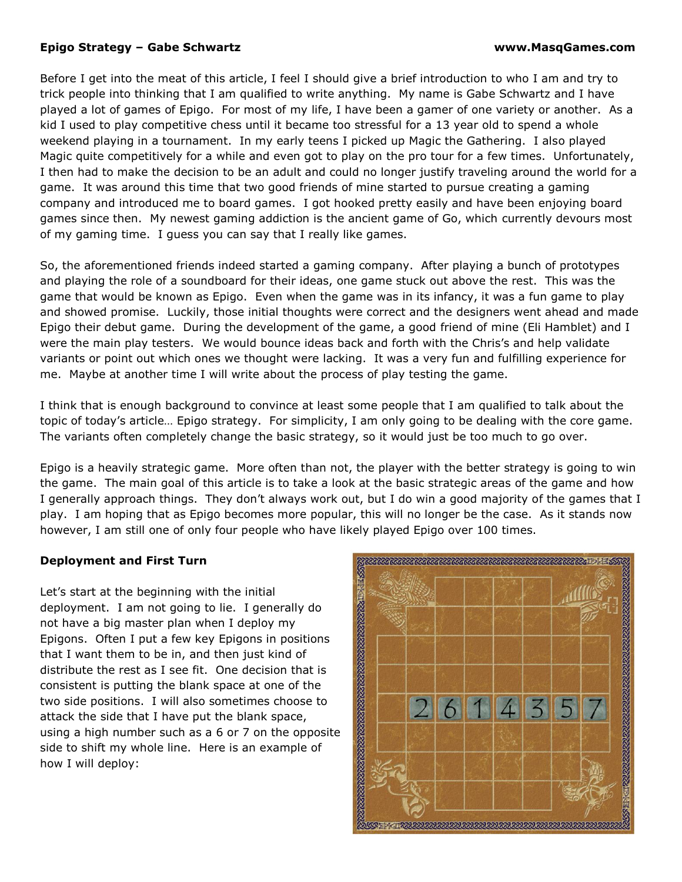# Epigo Strategy – Gabe Schwartz

Before I get into the meat of this article, I feel I should give a brief introduction to who I am and try to trick people into thinking that I am qualified to write anything. My name is Gabe Schwartz and I have played a lot of games of Epigo. For most of my life, I have been a gamer of one variety or another. As a kid I used to play competitive chess until it became too stressful for a 13 year old to spend a whole weekend playing in a tournament. In my early teens I picked up Magic the Gathering. I also played Magic quite competitively for a while and even got to play on the pro tour for a few times. Unfortunately, I then had to make the decision to be an adult and could no longer justify traveling around the world for a game. It was around this time that two good friends of mine started to pursue creating a gaming company and introduced me to board games. I got hooked pretty easily and have been enjoying board games since then. My newest gaming addiction is the ancient game of Go, which currently devours most of my gaming time. I guess you can say that I really like games.

So, the aforementioned friends indeed started a gaming company. After playing a bunch of prototypes and playing the role of a soundboard for their ideas, one game stuck out above the rest. This was the game that would be known as Epigo. Even when the game was in its infancy, it was a fun game to play and showed promise. Luckily, those initial thoughts were correct and the designers went ahead and made Epigo their debut game. During the development of the game, a good friend of mine (Eli Hamblet) and I were the main play testers. We would bounce ideas back and forth with the Chris's and help validate variants or point out which ones we thought were lacking. It was a very fun and fulfilling experience for me. Maybe at another time I will write about the process of play testing the game.

I think that is enough background to convince at least some people that I am qualified to talk about the topic of today's article… Epigo strategy. For simplicity, I am only going to be dealing with the core game. The variants often completely change the basic strategy, so it would just be too much to go over.

Epigo is a heavily strategic game. More often than not, the player with the better strategy is going to win the game. The main goal of this article is to take a look at the basic strategic areas of the game and how I generally approach things. They don't always work out, but I do win a good majority of the games that I play. I am hoping that as Epigo becomes more popular, this will no longer be the case. As it stands now however, I am still one of only four people who have likely played Epigo over 100 times.

## Deployment and First Turn

Let's start at the beginning with the initial deployment. I am not going to lie. I generally do not have a big master plan when I deploy my Epigons. Often I put a few key Epigons in positions that I want them to be in, and then just kind of distribute the rest as I see fit. One decision that is consistent is putting the blank space at one of the two side positions. I will also sometimes choose to attack the side that I have put the blank space, using a high number such as a 6 or 7 on the opposite side to shift my whole line. Here is an example of how I will deploy:

2 6 1 4 3 5 7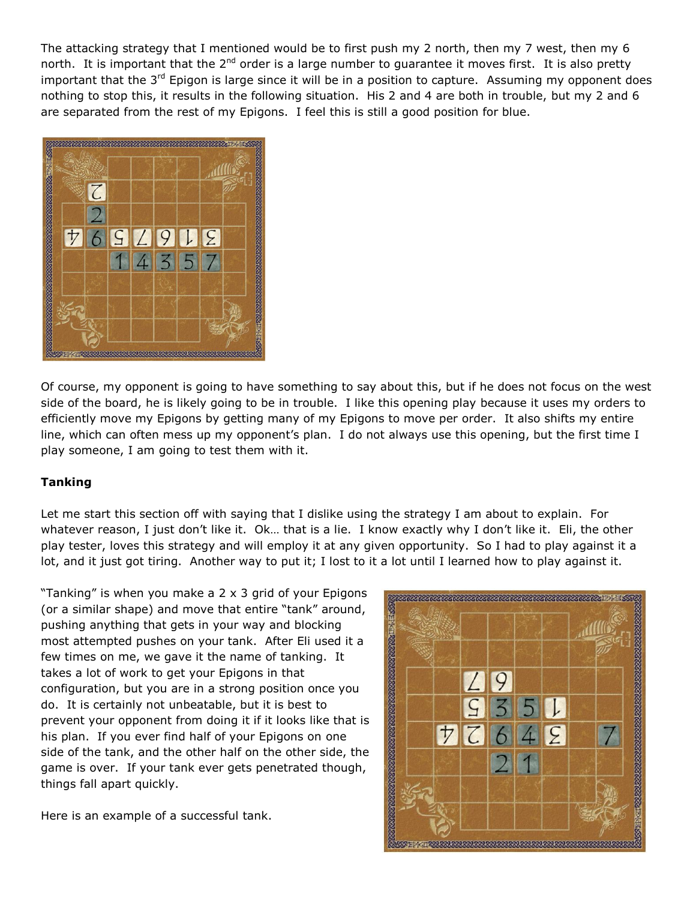The attacking strategy that I mentioned would be to first push my 2 north, then my 7 west, then my 6 north. It is important that the 2nd order is a large number to guarantee it moves first. It is also pretty important that the 3rd Epigon is large since it will be in a position to capture. Assuming my opponent does nothing to stop this, it results in the following situation. His 2 and 4 are both in trouble, but my 2 and 6 are separated from the rest of my Epigons. I feel this is still a good position for blue.

Of course, my opponent is going to have something to say about this, but if he does not focus on the west side of the board, he is likely going to be in trouble. I like this opening play because it uses my orders to efficiently move my Epigons by getting many of my Epigons to move per order. It also shifts my entire line, which can often mess up my opponent's plan. I do not always use this opening, but the first time I play someone, I am going to test them with it.

**Tanking**

Let me start this section off with saying that I dislike using the strategy I am about to explain. For whatever reason, I just don't like it. Ok… that is a lie. I know exactly why I don't like it. Eli, the other play tester, loves this strategy and will employ it at any given opportunity. So I had to play against it a lot, and it just got tiring. Another way to put it; I lost to it a lot until I learned how to play against it.

"Tanking" is when you make a 2 x 3 grid of your Epigons (or a similar shape) and move that entire "tank" around, pushing anything that gets in your way and blocking most attempted pushes on your tank. After Eli used it a few times on me, we gave it the name of tanking. It takes a lot of work to get your Epigons in that configuration, but you are in a strong position once you do. It is certainly not unbeatable, but it is best to prevent your opponent from doing it if it looks like that is his plan. If you ever find half of your Epigons on one side of the tank, and the other half on the other side, the game is over. If your tank ever gets penetrated though, things fall apart quickly.

Here is an example of a successful tank.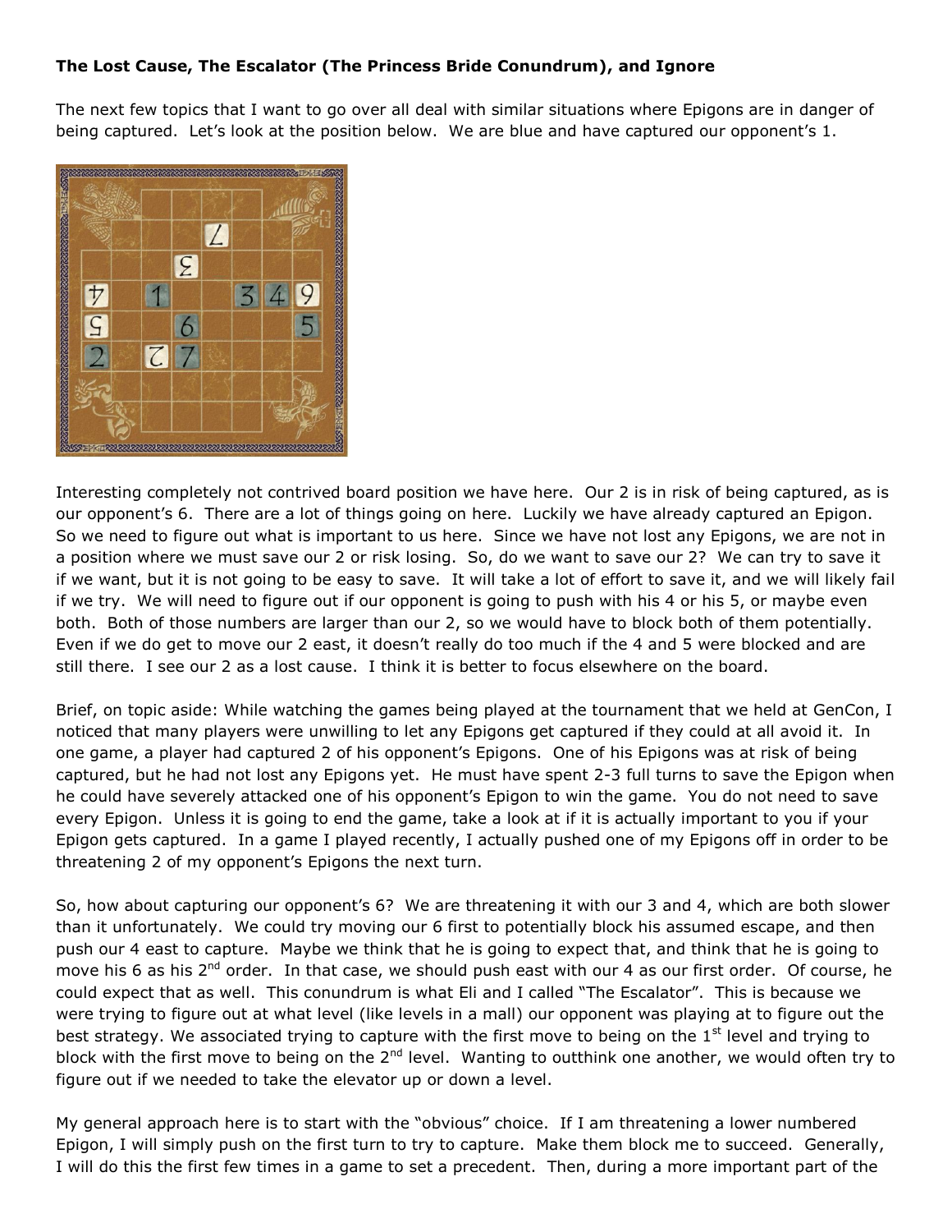**The Lost Cause, The Escalator (The Princess Bride Conundrum), and Ignore**

The next few topics that I want to go over all deal with similar situations where Epigons are in danger of being captured. Let's look at the position below. We are blue and have captured our opponent's 1.

Interesting completely not contrived board position we have here. Our 2 is in risk of being captured, as is our opponent's 6. There are a lot of things going on here. Luckily we have already captured an Epigon. So we need to figure out what is important to us here. Since we have not lost any Epigons, we are not in a position where we must save our 2 or risk losing. So, do we want to save our 2? We can try to save it if we want, but it is not going to be easy to save. It will take a lot of effort to save it, and we will likely fail if we try. We will need to figure out if our opponent is going to push with his 4 or his 5, or maybe even both. Both of those numbers are larger than our 2, so we would have to block both of them potentially. Even if we do get to move our 2 east, it doesn't really do too much if the 4 and 5 were blocked and are still there. I see our 2 as a lost cause. I think it is better to focus elsewhere on the board.

Brief, on topic aside: While watching the games being played at the tournament that we held at GenCon, I noticed that many players were unwilling to let any Epigons get captured if they could at all avoid it. In one game, a player had captured 2 of his opponent's Epigons. One of his Epigons was at risk of being captured, but he had not lost any Epigons yet. He must have spent 2-3 full turns to save the Epigon when he could have severely attacked one of his opponent's Epigon to win the game. You do not need to save every Epigon. Unless it is going to end the game, take a look at if it is actually important to you if your Epigon gets captured. In a game I played recently, I actually pushed one of my Epigons off in order to be threatening 2 of my opponent's Epigons the next turn.

So, how about capturing our opponent's 6? We are threatening it with our 3 and 4, which are both slower than it unfortunately. We could try moving our 6 first to potentially block his assumed escape, and then push our 4 east to capture. Maybe we think that he is going to expect that, and think that he is going to move his 6 as his 2nd order. In that case, we should push east with our 4 as our first order. Of course, he could expect that as well. This conundrum is what Eli and I called "The Escalator". This is because we were trying to figure out at what level (like levels in a mall) our opponent was playing at to figure out the best strategy. We associated trying to capture with the first move to being on the 1st level and trying to block with the first move to being on the 2nd level. Wanting to outthink one another, we would often try to figure out if we needed to take the elevator up or down a level.

My general approach here is to start with the "obvious" choice. If I am threatening a lower numbered Epigon, I will simply push on the first turn to try to capture. Make them block me to succeed. Generally, I will do this the first few times in a game to set a precedent. Then, during a more important part of the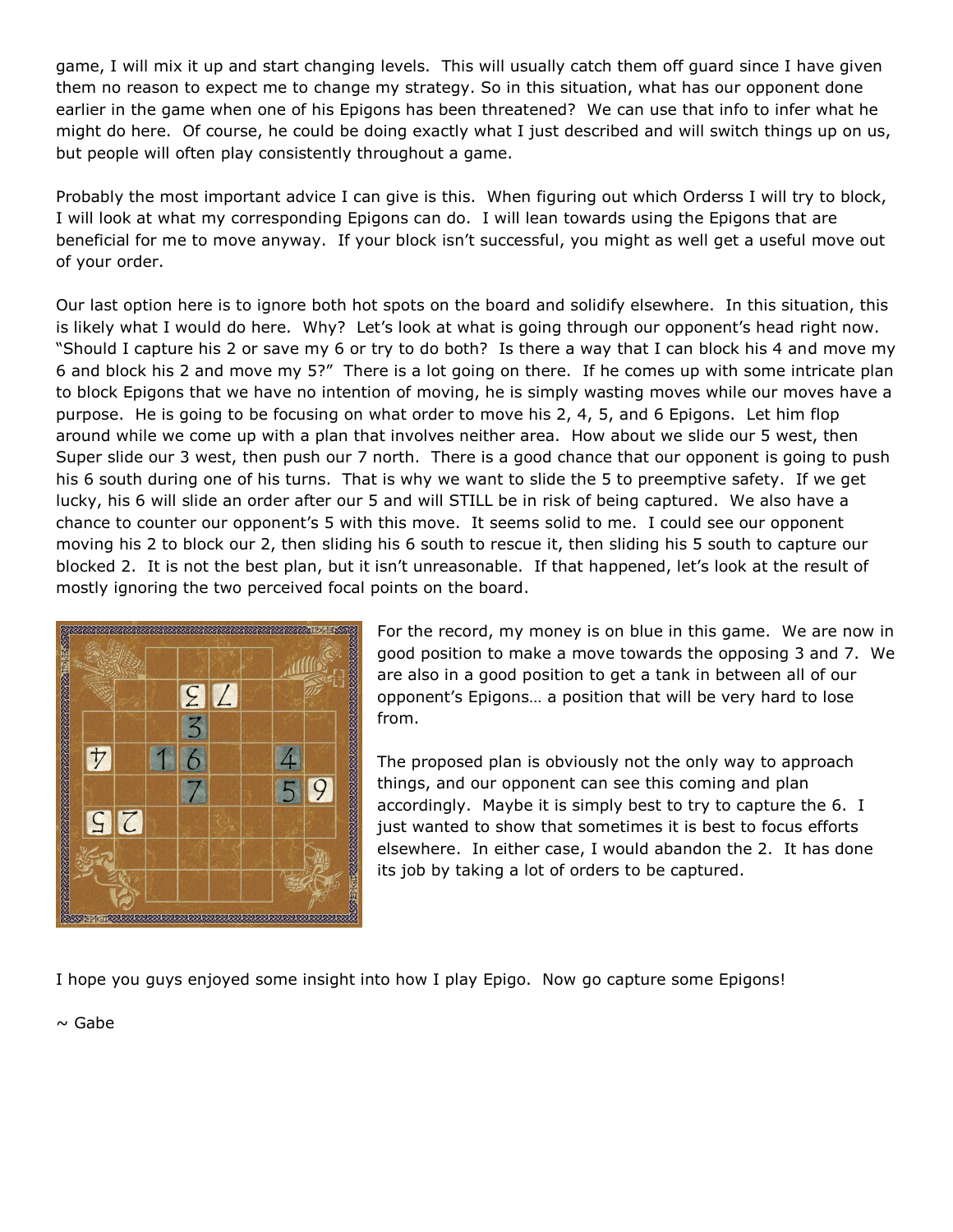game, I will mix it up and start changing levels. This will usually catch them off guard since I have given them no reason to expect me to change my strategy. So in this situation, what has our opponent done earlier in the game when one of his Epigons has been threatened? We can use that info to infer what he might do here. Of course, he could be doing exactly what I just described and will switch things up on us, but people will often play consistently throughout a game.

Probably the most important advice I can give is this. When figuring out which Orderss I will try to block, I will look at what my corresponding Epigons can do. I will lean towards using the Epigons that are beneficial for me to move anyway. If your block isn't successful, you might as well get a useful move out of your order.

Our last option here is to ignore both hot spots on the board and solidify elsewhere. In this situation, this is likely what I would do here. Why? Let's look at what is going through our opponent's head right now. "Should I capture his 2 or save my 6 or try to do both? Is there a way that I can block his 4 and move my 6 and block his 2 and move my 5?" There is a lot going on there. If he comes up with some intricate plan to block Epigons that we have no intention of moving, he is simply wasting moves while our moves have a purpose. He is going to be focusing on what order to move his 2, 4, 5, and 6 Epigons. Let him flop around while we come up with a plan that involves neither area. How about we slide our 5 west, then Super slide our 3 west, then push our 7 north. There is a good chance that our opponent is going to push his 6 south during one of his turns. That is why we want to slide the 5 to preemptive safety. If we get lucky, his 6 will slide an order after our 5 and will STILL be in risk of being captured. We also have a chance to counter our opponent's 5 with this move. It seems solid to me. I could see our opponent moving his 2 to block our 2, then sliding his 6 south to rescue it, then sliding his 5 south to capture our blocked 2. It is not the best plan, but it isn't unreasonable. If that happened, let's look at the result of mostly ignoring the two perceived focal points on the board.

For the record, my money is on blue in this game. We are now in good position to make a move towards the opposing 3 and 7. We are also in a good position to get a tank in between all of our opponent's Epigons… a position that will be very hard to lose from.

The proposed plan is obviously not the only way to approach things, and our opponent can see this coming and plan accordingly. Maybe it is simply best to try to capture the 6. I just wanted to show that sometimes it is best to focus efforts elsewhere. In either case, I would abandon the 2. It has done its job by taking a lot of orders to be captured.

I hope you guys enjoyed some insight into how I play Epigo. Now go capture some Epigons!

~ Gabe